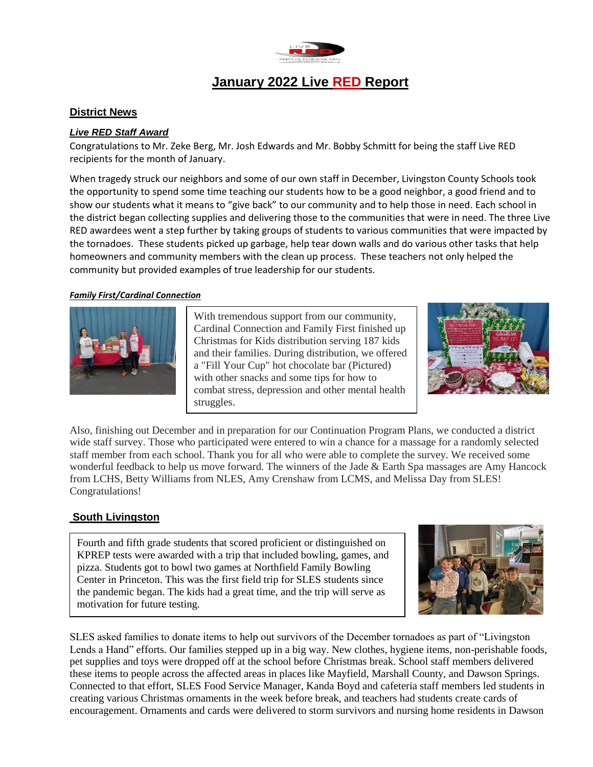# January 2022 Live RED Report

## District News

### *Live RED Staff Award*

Congratulations to Mr. Zeke Berg, Mr. Josh Edwards and Mr. Bobby Schmitt for being the staff Live RED recipients for the month of January.

When tragedy struck our neighbors and some of our own staff in December, Livingston County Schools took the opportunity to spend some time teaching our students how to be a good neighbor, a good friend and to show our students what it means to "give back" to our community and to help those in need. Each school in the district began collecting supplies and delivering those to the communities that were in need. The three Live RED awardees went a step further by taking groups of students to various communities that were impacted by the tornadoes. These students picked up garbage, help tear down walls and do various other tasks that help homeowners and community members with the clean up process. These teachers not only helped the community but provided examples of true leadership for our students.

### *Family First/Cardinal Connection*

With tremendous support from our community, Cardinal Connection and Family First finished up Christmas for Kids distribution serving 187 kids and their families. During distribution, we offered a "Fill Your Cup" hot chocolate bar (Pictured) with other snacks and some tips for how to combat stress, depression and other mental health struggles.

Also, finishing out December and in preparation for our Continuation Program Plans, we conducted a district wide staff survey. Those who participated were entered to win a chance for a massage for a randomly selected staff member from each school. Thank you for all who were able to complete the survey. We received some wonderful feedback to help us move forward. The winners of the Jade & Earth Spa massages are Amy Hancock from LCHS, Betty Williams from NLES, Amy Crenshaw from LCMS, and Melissa Day from SLES! Congratulations!

## South Livingston

Fourth and fifth grade students that scored proficient or distinguished on KPREP tests were awarded with a trip that included bowling, games, and pizza. Students got to bowl two games at Northfield Family Bowling Center in Princeton. This was the first field trip for SLES students since the pandemic began. The kids had a great time, and the trip will serve as motivation for future testing.

SLES asked families to donate items to help out survivors of the December tornadoes as part of "Livingston Lends a Hand" efforts. Our families stepped up in a big way. New clothes, hygiene items, non-perishable foods, pet supplies and toys were dropped off at the school before Christmas break. School staff members delivered these items to people across the affected areas in places like Mayfield, Marshall County, and Dawson Springs. Connected to that effort, SLES Food Service Manager, Kanda Boyd and cafeteria staff members led students in creating various Christmas ornaments in the week before break, and teachers had students create cards of encouragement. Ornaments and cards were delivered to storm survivors and nursing home residents in Dawson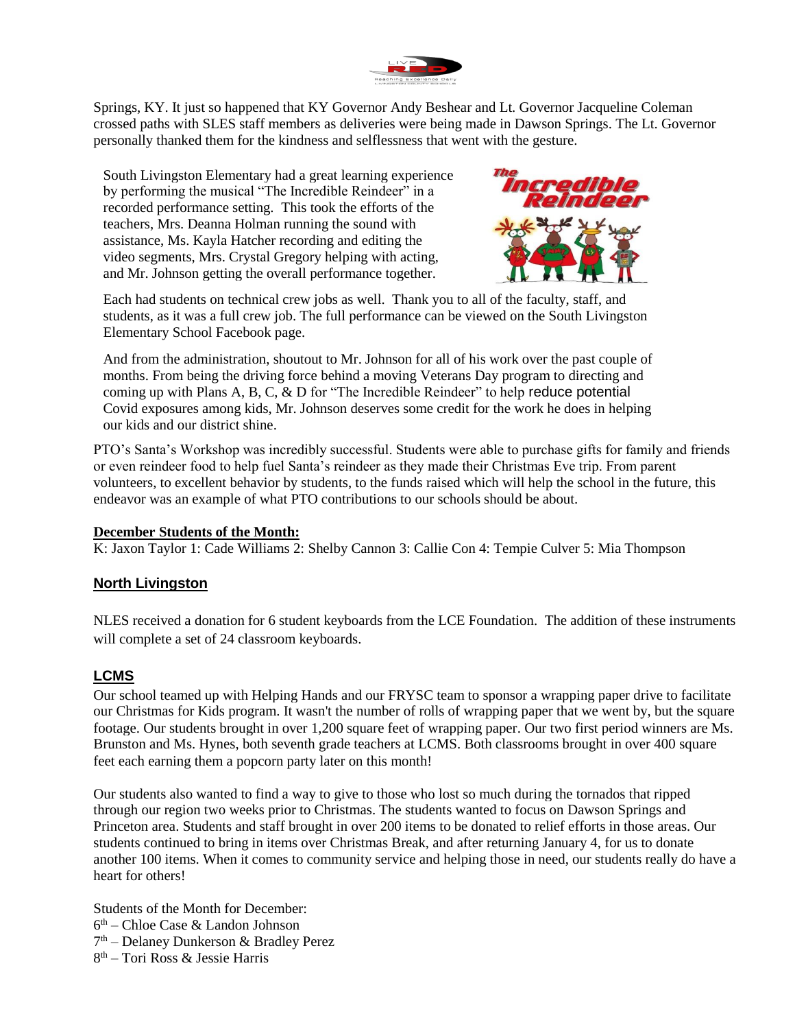Springs, KY. It just so happened that KY Governor Andy Beshear and Lt. Governor Jacqueline Coleman crossed paths with SLES staff members as deliveries were being made in Dawson Springs. The Lt. Governor personally thanked them for the kindness and selflessness that went with the gesture.

South Livingston Elementary had a great learning experience by performing the musical "The Incredible Reindeer" in a recorded performance setting. This took the efforts of the teachers, Mrs. Deanna Holman running the sound with assistance, Ms. Kayla Hatcher recording and editing the video segments, Mrs. Crystal Gregory helping with acting, and Mr. Johnson getting the overall performance together.

Each had students on technical crew jobs as well. Thank you to all of the faculty, staff, and students, as it was a full crew job. The full performance can be viewed on the South Livingston Elementary School Facebook page.

And from the administration, shoutout to Mr. Johnson for all of his work over the past couple of months. From being the driving force behind a moving Veterans Day program to directing and coming up with Plans A, B, C, & D for "The Incredible Reindeer" to help reduce potential Covid exposures among kids, Mr. Johnson deserves some credit for the work he does in helping our kids and our district shine.

PTO's Santa's Workshop was incredibly successful. Students were able to purchase gifts for family and friends or even reindeer food to help fuel Santa's reindeer as they made their Christmas Eve trip. From parent volunteers, to excellent behavior by students, to the funds raised which will help the school in the future, this endeavor was an example of what PTO contributions to our schools should be about.

**December Students of the Month:**
K: Jaxon Taylor 1: Cade Williams 2: Shelby Cannon 3: Callie Con 4: Tempie Culver 5: Mia Thompson

## North Livingston

NLES received a donation for 6 student keyboards from the LCE Foundation. The addition of these instruments will complete a set of 24 classroom keyboards.

## LCMS

Our school teamed up with Helping Hands and our FRYSC team to sponsor a wrapping paper drive to facilitate our Christmas for Kids program. It wasn't the number of rolls of wrapping paper that we went by, but the square footage. Our students brought in over 1,200 square feet of wrapping paper. Our two first period winners are Ms. Brunston and Ms. Hynes, both seventh grade teachers at LCMS. Both classrooms brought in over 400 square feet each earning them a popcorn party later on this month!

Our students also wanted to find a way to give to those who lost so much during the tornados that ripped through our region two weeks prior to Christmas. The students wanted to focus on Dawson Springs and Princeton area. Students and staff brought in over 200 items to be donated to relief efforts in those areas. Our students continued to bring in items over Christmas Break, and after returning January 4, for us to donate another 100 items. When it comes to community service and helping those in need, our students really do have a heart for others!

Students of the Month for December:
6th – Chloe Case & Landon Johnson
7th – Delaney Dunkerson & Bradley Perez
8th – Tori Ross & Jessie Harris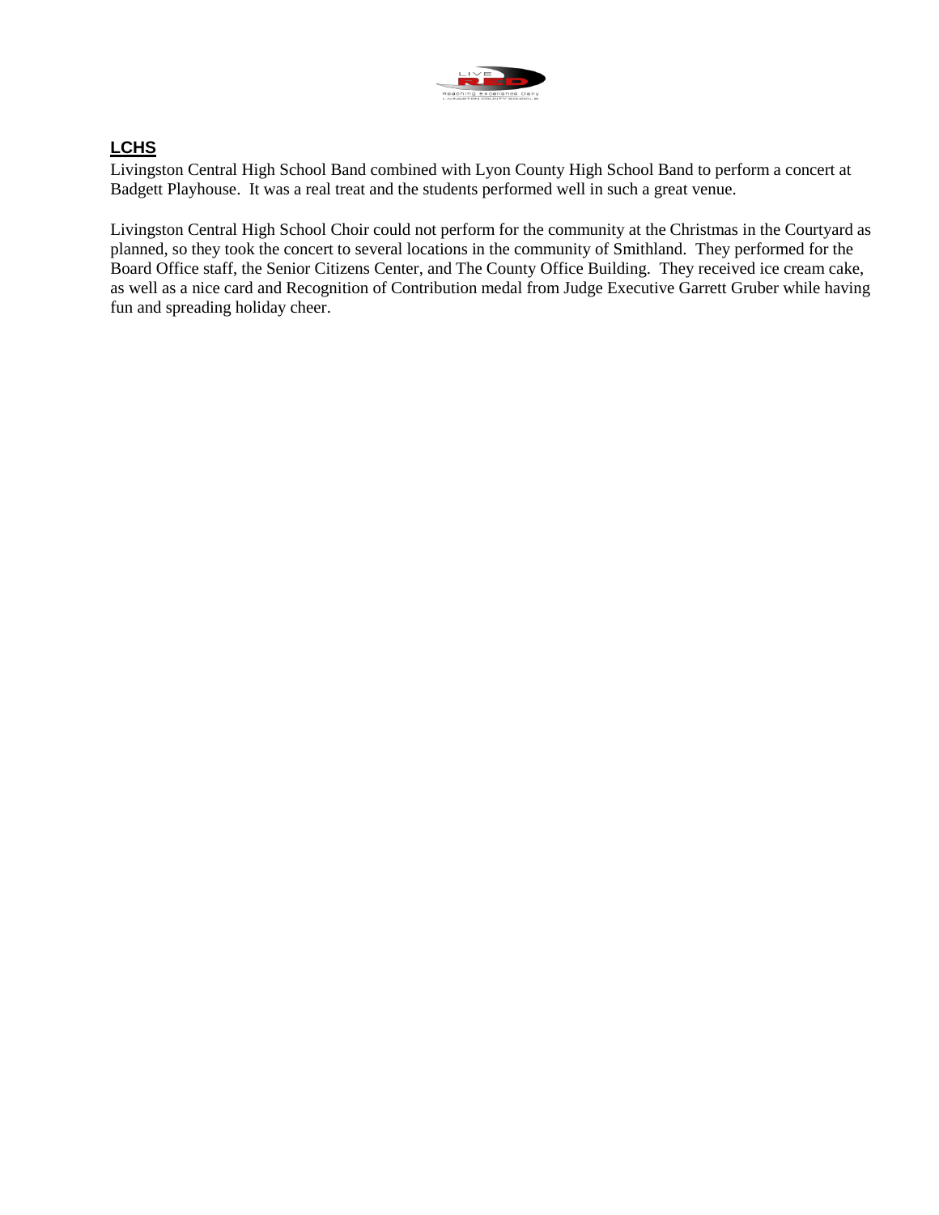**LCHS**

Livingston Central High School Band combined with Lyon County High School Band to perform a concert at Badgett Playhouse. It was a real treat and the students performed well in such a great venue.

Livingston Central High School Choir could not perform for the community at the Christmas in the Courtyard as planned, so they took the concert to several locations in the community of Smithland. They performed for the Board Office staff, the Senior Citizens Center, and The County Office Building. They received ice cream cake, as well as a nice card and Recognition of Contribution medal from Judge Executive Garrett Gruber while having fun and spreading holiday cheer.